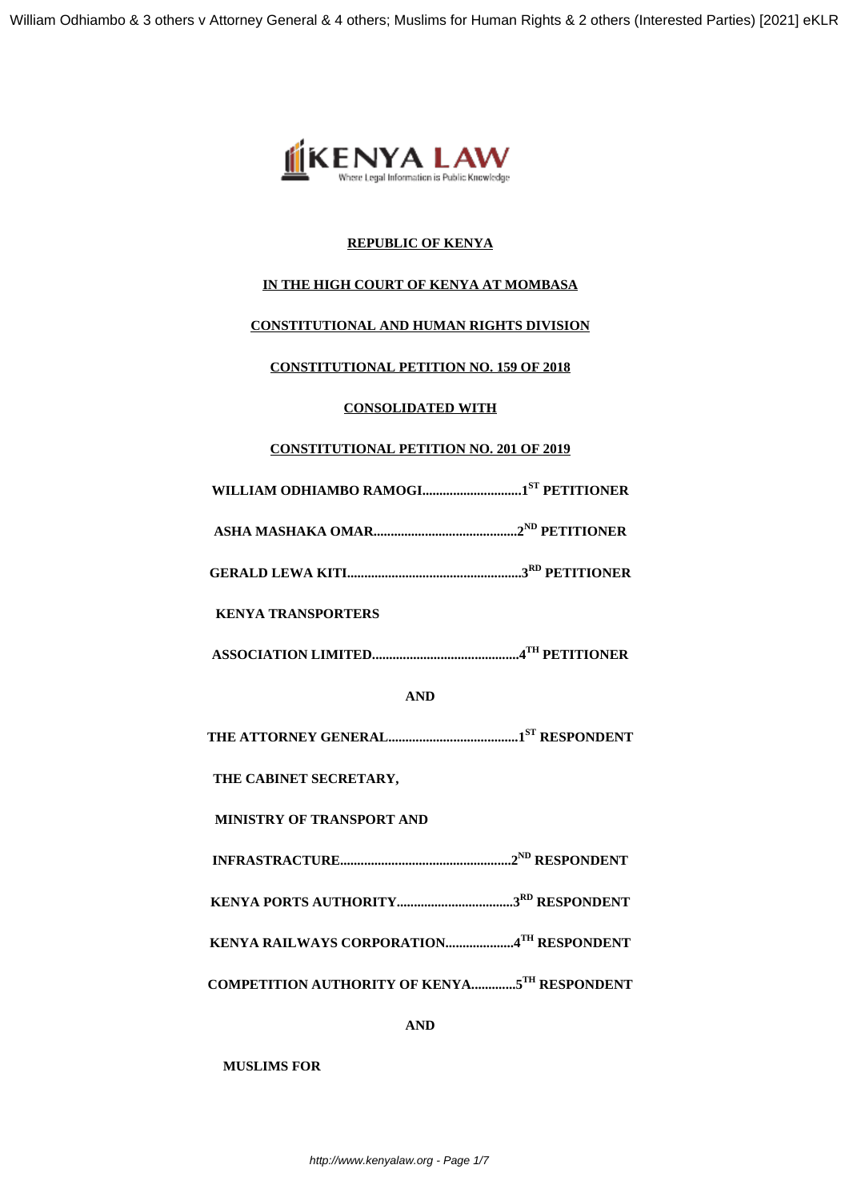**REPUBLIC OF KENYA**

**IN THE HIGH COURT OF KENYA AT MOMBASA**

**CONSTITUTIONAL AND HUMAN RIGHTS DIVISION**

**CONSTITUTIONAL PETITION NO. 159 OF 2018**

**CONSOLIDATED WITH**

**CONSTITUTIONAL PETITION NO. 201 OF 2019**

**WILLIAM ODHIAMBO RAMOGI.............................1ST PETITIONER**

**ASHA MASHAKA OMAR..........................................2ND PETITIONER**

**GERALD LEWA KITI...................................................3RD PETITIONER**

**KENYA TRANSPORTERS**

**ASSOCIATION LIMITED...........................................4TH PETITIONER**

**AND**

**THE ATTORNEY GENERAL......................................1ST RESPONDENT**

**THE CABINET SECRETARY,**

**MINISTRY OF TRANSPORT AND**

**INFRASTRUCTURE..................................................2ND RESPONDENT**

**KENYA PORTS AUTHORITY..................................3RD RESPONDENT**

**KENYA RAILWAYS CORPORATION....................4TH RESPONDENT**

**COMPETITION AUTHORITY OF KENYA.............5TH RESPONDENT**

**AND**

**MUSLIMS FOR**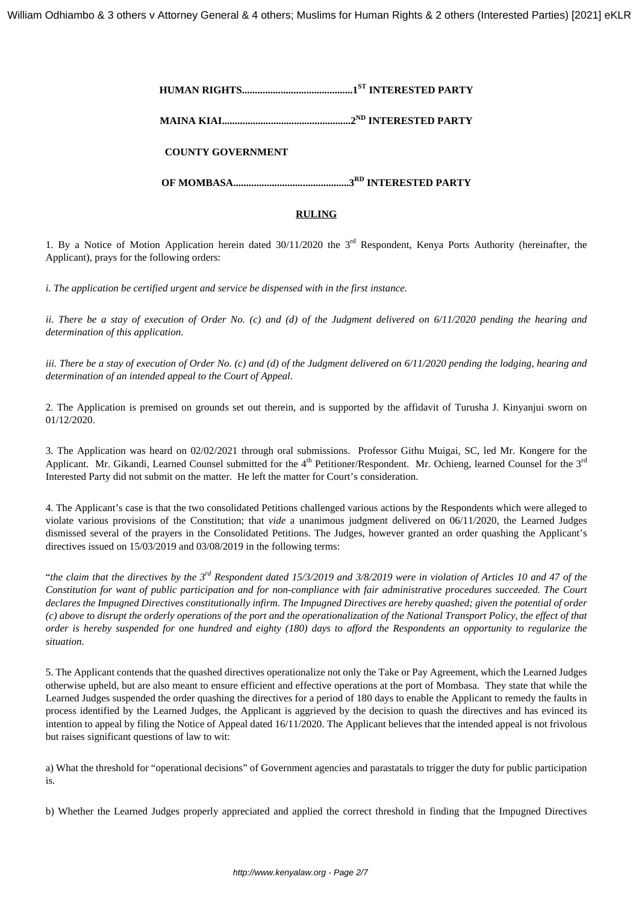**HUMAN RIGHTS..........................................1[ST] INTERESTED PARTY**

**MAINA KIAI.................................................2[ND] INTERESTED PARTY**

**COUNTY GOVERNMENT**

**OF MOMBASA............................................3[RD] INTERESTED PARTY**

**RULING**

1. By a Notice of Motion Application herein dated 30/11/2020 the 3[rd] Respondent, Kenya Ports Authority (hereinafter, the Applicant), prays for the following orders:

*i. The application be certified urgent and service be dispensed with in the first instance.*

*ii. There be a stay of execution of Order No. (c) and (d) of the Judgment delivered on 6/11/2020 pending the hearing and determination of this application.*

*iii. There be a stay of execution of Order No. (c) and (d) of the Judgment delivered on 6/11/2020 pending the lodging, hearing and determination of an intended appeal to the Court of Appeal.*

2. The Application is premised on grounds set out therein, and is supported by the affidavit of Turusha J. Kinyanjui sworn on 01/12/2020.

3. The Application was heard on 02/02/2021 through oral submissions. Professor Githu Muigai, SC, led Mr. Kongere for the Applicant. Mr. Gikandi, Learned Counsel submitted for the 4[th] Petitioner/Respondent. Mr. Ochieng, learned Counsel for the 3[rd] Interested Party did not submit on the matter. He left the matter for Court's consideration.

4. The Applicant's case is that the two consolidated Petitions challenged various actions by the Respondents which were alleged to violate various provisions of the Constitution; that *vide* a unanimous judgment delivered on 06/11/2020, the Learned Judges dismissed several of the prayers in the Consolidated Petitions. The Judges, however granted an order quashing the Applicant's directives issued on 15/03/2019 and 03/08/2019 in the following terms:

"*the claim that the directives by the 3[rd] Respondent dated 15/3/2019 and 3/8/2019 were in violation of Articles 10 and 47 of the Constitution for want of public participation and for non-compliance with fair administrative procedures succeeded. The Court declares the Impugned Directives constitutionally infirm. The Impugned Directives are hereby quashed; given the potential of order (c) above to disrupt the orderly operations of the port and the operationalization of the National Transport Policy, the effect of that order is hereby suspended for one hundred and eighty (180) days to afford the Respondents an opportunity to regularize the situation.*

5. The Applicant contends that the quashed directives operationalize not only the Take or Pay Agreement, which the Learned Judges otherwise upheld, but are also meant to ensure efficient and effective operations at the port of Mombasa. They state that while the Learned Judges suspended the order quashing the directives for a period of 180 days to enable the Applicant to remedy the faults in process identified by the Learned Judges, the Applicant is aggrieved by the decision to quash the directives and has evinced its intention to appeal by filing the Notice of Appeal dated 16/11/2020. The Applicant believes that the intended appeal is not frivolous but raises significant questions of law to wit:

a) What the threshold for "operational decisions" of Government agencies and parastatals to trigger the duty for public participation is.

b) Whether the Learned Judges properly appreciated and applied the correct threshold in finding that the Impugned Directives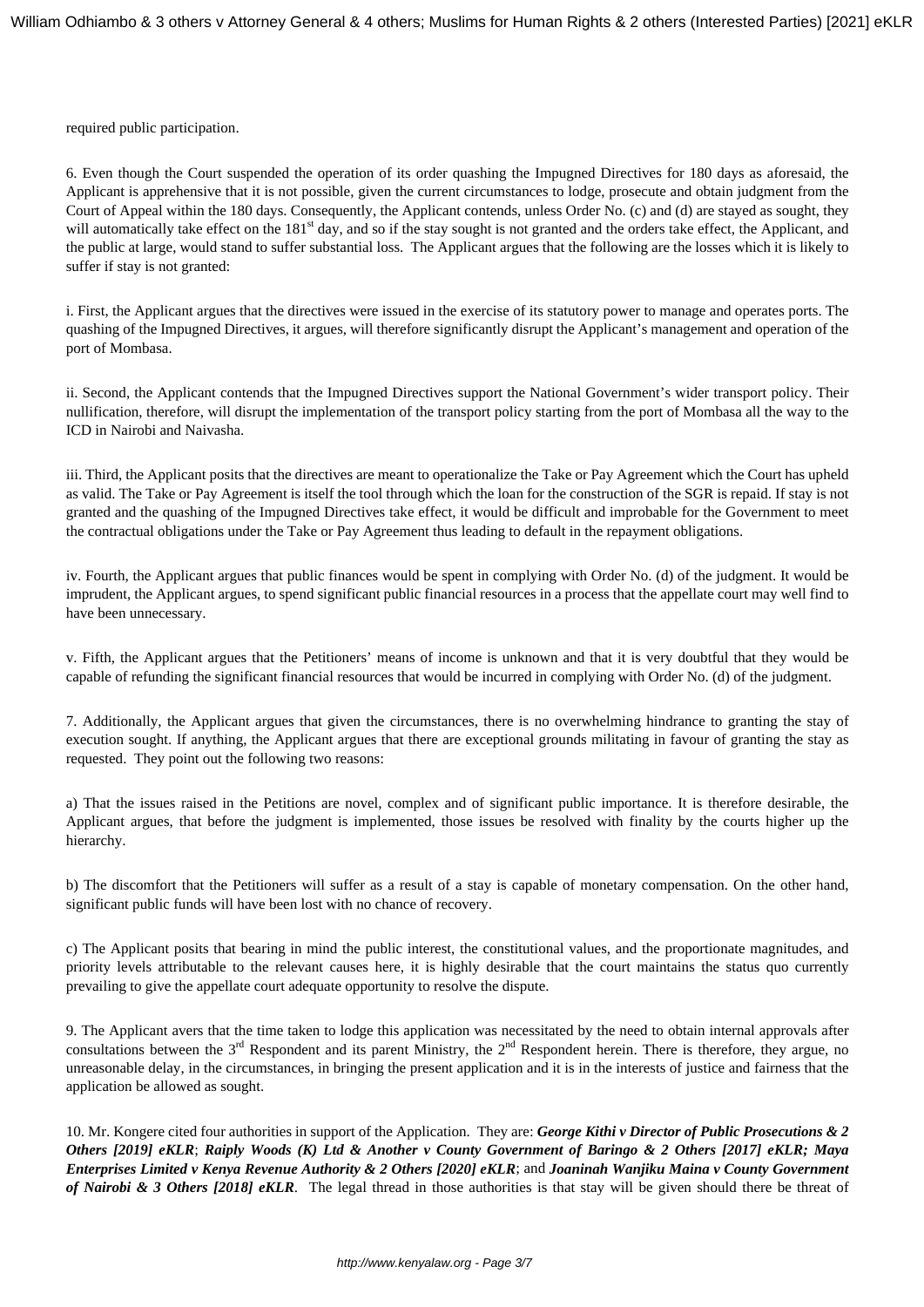required public participation.

6. Even though the Court suspended the operation of its order quashing the Impugned Directives for 180 days as aforesaid, the Applicant is apprehensive that it is not possible, given the current circumstances to lodge, prosecute and obtain judgment from the Court of Appeal within the 180 days. Consequently, the Applicant contends, unless Order No. (c) and (d) are stayed as sought, they will automatically take effect on the 181st day, and so if the stay sought is not granted and the orders take effect, the Applicant, and the public at large, would stand to suffer substantial loss. The Applicant argues that the following are the losses which it is likely to suffer if stay is not granted:

i. First, the Applicant argues that the directives were issued in the exercise of its statutory power to manage and operates ports. The quashing of the Impugned Directives, it argues, will therefore significantly disrupt the Applicant's management and operation of the port of Mombasa.

ii. Second, the Applicant contends that the Impugned Directives support the National Government's wider transport policy. Their nullification, therefore, will disrupt the implementation of the transport policy starting from the port of Mombasa all the way to the ICD in Nairobi and Naivasha.

iii. Third, the Applicant posits that the directives are meant to operationalize the Take or Pay Agreement which the Court has upheld as valid. The Take or Pay Agreement is itself the tool through which the loan for the construction of the SGR is repaid. If stay is not granted and the quashing of the Impugned Directives take effect, it would be difficult and improbable for the Government to meet the contractual obligations under the Take or Pay Agreement thus leading to default in the repayment obligations.

iv. Fourth, the Applicant argues that public finances would be spent in complying with Order No. (d) of the judgment. It would be imprudent, the Applicant argues, to spend significant public financial resources in a process that the appellate court may well find to have been unnecessary.

v. Fifth, the Applicant argues that the Petitioners' means of income is unknown and that it is very doubtful that they would be capable of refunding the significant financial resources that would be incurred in complying with Order No. (d) of the judgment.

7. Additionally, the Applicant argues that given the circumstances, there is no overwhelming hindrance to granting the stay of execution sought. If anything, the Applicant argues that there are exceptional grounds militating in favour of granting the stay as requested. They point out the following two reasons:

a) That the issues raised in the Petitions are novel, complex and of significant public importance. It is therefore desirable, the Applicant argues, that before the judgment is implemented, those issues be resolved with finality by the courts higher up the hierarchy.

b) The discomfort that the Petitioners will suffer as a result of a stay is capable of monetary compensation. On the other hand, significant public funds will have been lost with no chance of recovery.

c) The Applicant posits that bearing in mind the public interest, the constitutional values, and the proportionate magnitudes, and priority levels attributable to the relevant causes here, it is highly desirable that the court maintains the status quo currently prevailing to give the appellate court adequate opportunity to resolve the dispute.

9. The Applicant avers that the time taken to lodge this application was necessitated by the need to obtain internal approvals after consultations between the 3rd Respondent and its parent Ministry, the 2nd Respondent herein. There is therefore, they argue, no unreasonable delay, in the circumstances, in bringing the present application and it is in the interests of justice and fairness that the application be allowed as sought.

10. Mr. Kongere cited four authorities in support of the Application. They are: ***George Kithi v Director of Public Prosecutions & 2 Others [2019] eKLR***; ***Raiply Woods (K) Ltd & Another v County Government of Baringo & 2 Others [2017] eKLR; Maya Enterprises Limited v Kenya Revenue Authority & 2 Others [2020] eKLR***; and ***Joaninah Wanjiku Maina v County Government of Nairobi & 3 Others [2018] eKLR***. The legal thread in those authorities is that stay will be given should there be threat of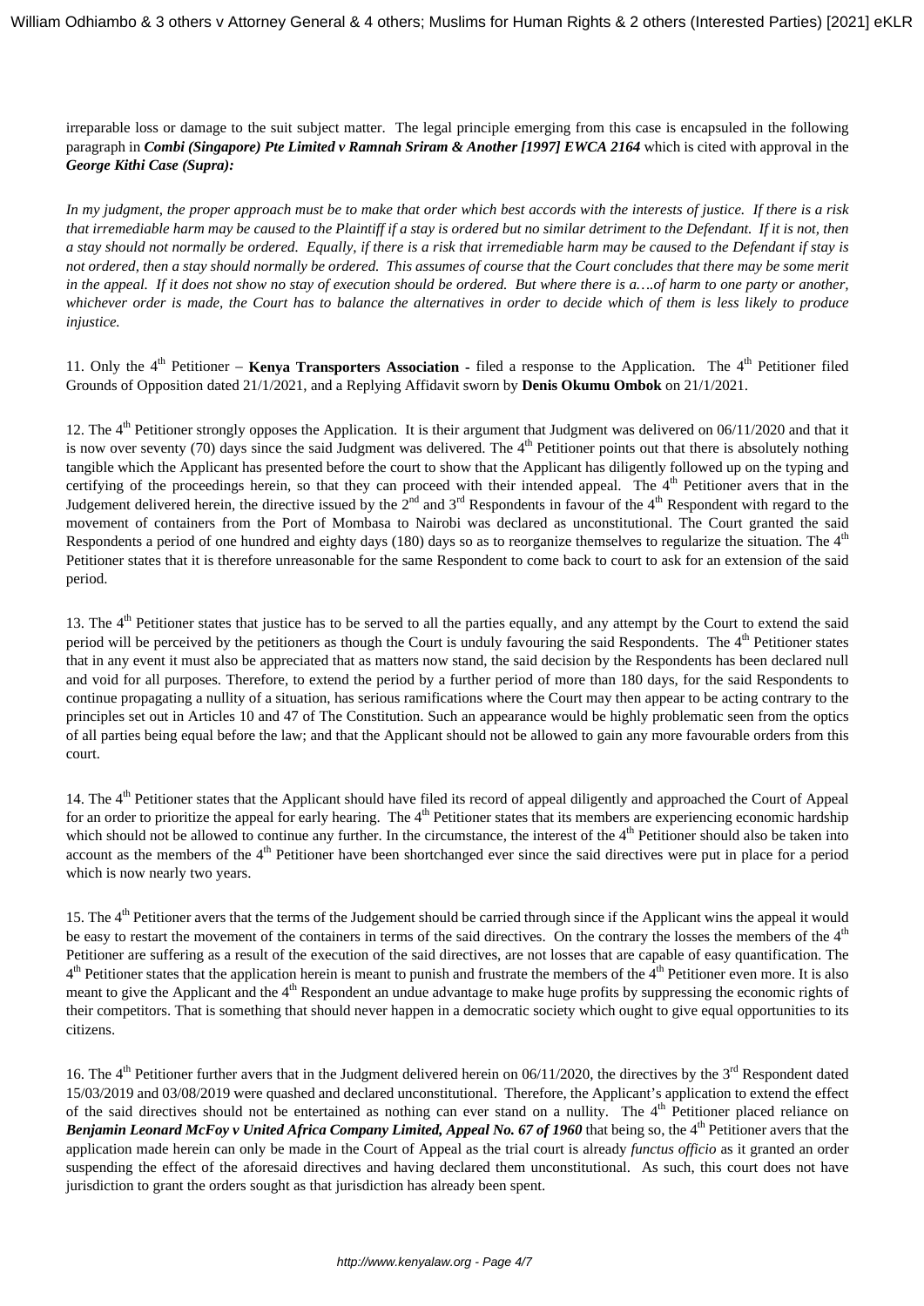irreparable loss or damage to the suit subject matter. The legal principle emerging from this case is encapsuled in the following paragraph in ***Combi (Singapore) Pte Limited v Ramnah Sriram & Another [1997] EWCA 2164*** which is cited with approval in the ***George Kithi Case (Supra):***

*In my judgment, the proper approach must be to make that order which best accords with the interests of justice. If there is a risk that irremediable harm may be caused to the Plaintiff if a stay is ordered but no similar detriment to the Defendant. If it is not, then a stay should not normally be ordered. Equally, if there is a risk that irremediable harm may be caused to the Defendant if stay is not ordered, then a stay should normally be ordered. This assumes of course that the Court concludes that there may be some merit in the appeal. If it does not show no stay of execution should be ordered. But where there is a….of harm to one party or another, whichever order is made, the Court has to balance the alternatives in order to decide which of them is less likely to produce injustice.*

11. Only the 4th Petitioner – **Kenya Transporters Association -** filed a response to the Application. The 4th Petitioner filed Grounds of Opposition dated 21/1/2021, and a Replying Affidavit sworn by **Denis Okumu Ombok** on 21/1/2021.

12. The 4th Petitioner strongly opposes the Application. It is their argument that Judgment was delivered on 06/11/2020 and that it is now over seventy (70) days since the said Judgment was delivered. The 4th Petitioner points out that there is absolutely nothing tangible which the Applicant has presented before the court to show that the Applicant has diligently followed up on the typing and certifying of the proceedings herein, so that they can proceed with their intended appeal. The 4th Petitioner avers that in the Judgement delivered herein, the directive issued by the 2nd and 3rd Respondents in favour of the 4th Respondent with regard to the movement of containers from the Port of Mombasa to Nairobi was declared as unconstitutional. The Court granted the said Respondents a period of one hundred and eighty days (180) days so as to reorganize themselves to regularize the situation. The 4th Petitioner states that it is therefore unreasonable for the same Respondent to come back to court to ask for an extension of the said period.

13. The 4th Petitioner states that justice has to be served to all the parties equally, and any attempt by the Court to extend the said period will be perceived by the petitioners as though the Court is unduly favouring the said Respondents. The 4th Petitioner states that in any event it must also be appreciated that as matters now stand, the said decision by the Respondents has been declared null and void for all purposes. Therefore, to extend the period by a further period of more than 180 days, for the said Respondents to continue propagating a nullity of a situation, has serious ramifications where the Court may then appear to be acting contrary to the principles set out in Articles 10 and 47 of The Constitution. Such an appearance would be highly problematic seen from the optics of all parties being equal before the law; and that the Applicant should not be allowed to gain any more favourable orders from this court.

14. The 4th Petitioner states that the Applicant should have filed its record of appeal diligently and approached the Court of Appeal for an order to prioritize the appeal for early hearing. The 4th Petitioner states that its members are experiencing economic hardship which should not be allowed to continue any further. In the circumstance, the interest of the 4th Petitioner should also be taken into account as the members of the 4th Petitioner have been shortchanged ever since the said directives were put in place for a period which is now nearly two years.

15. The 4th Petitioner avers that the terms of the Judgement should be carried through since if the Applicant wins the appeal it would be easy to restart the movement of the containers in terms of the said directives. On the contrary the losses the members of the 4th Petitioner are suffering as a result of the execution of the said directives, are not losses that are capable of easy quantification. The 4th Petitioner states that the application herein is meant to punish and frustrate the members of the 4th Petitioner even more. It is also meant to give the Applicant and the 4th Respondent an undue advantage to make huge profits by suppressing the economic rights of their competitors. That is something that should never happen in a democratic society which ought to give equal opportunities to its citizens.

16. The 4th Petitioner further avers that in the Judgment delivered herein on 06/11/2020, the directives by the 3rd Respondent dated 15/03/2019 and 03/08/2019 were quashed and declared unconstitutional. Therefore, the Applicant's application to extend the effect of the said directives should not be entertained as nothing can ever stand on a nullity. The 4th Petitioner placed reliance on ***Benjamin Leonard McFoy v United Africa Company Limited, Appeal No. 67 of 1960*** that being so, the 4th Petitioner avers that the application made herein can only be made in the Court of Appeal as the trial court is already *functus officio* as it granted an order suspending the effect of the aforesaid directives and having declared them unconstitutional. As such, this court does not have jurisdiction to grant the orders sought as that jurisdiction has already been spent.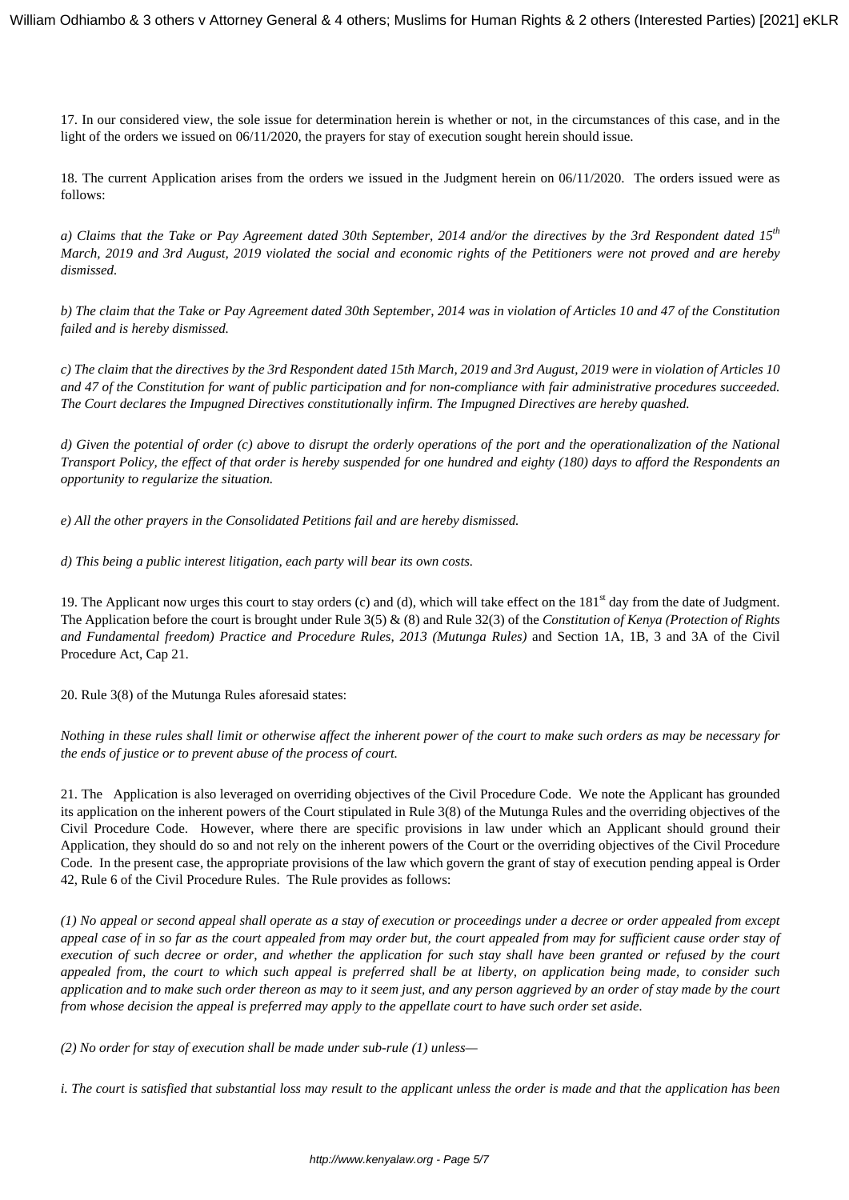17. In our considered view, the sole issue for determination herein is whether or not, in the circumstances of this case, and in the light of the orders we issued on 06/11/2020, the prayers for stay of execution sought herein should issue.

18. The current Application arises from the orders we issued in the Judgment herein on 06/11/2020. The orders issued were as follows:

*a) Claims that the Take or Pay Agreement dated 30th September, 2014 and/or the directives by the 3rd Respondent dated 15th March, 2019 and 3rd August, 2019 violated the social and economic rights of the Petitioners were not proved and are hereby dismissed.*

*b) The claim that the Take or Pay Agreement dated 30th September, 2014 was in violation of Articles 10 and 47 of the Constitution failed and is hereby dismissed.*

*c) The claim that the directives by the 3rd Respondent dated 15th March, 2019 and 3rd August, 2019 were in violation of Articles 10 and 47 of the Constitution for want of public participation and for non-compliance with fair administrative procedures succeeded. The Court declares the Impugned Directives constitutionally infirm. The Impugned Directives are hereby quashed.*

*d) Given the potential of order (c) above to disrupt the orderly operations of the port and the operationalization of the National Transport Policy, the effect of that order is hereby suspended for one hundred and eighty (180) days to afford the Respondents an opportunity to regularize the situation.*

*e) All the other prayers in the Consolidated Petitions fail and are hereby dismissed.*

*d) This being a public interest litigation, each party will bear its own costs.*

19. The Applicant now urges this court to stay orders (c) and (d), which will take effect on the 181st day from the date of Judgment. The Application before the court is brought under Rule 3(5) & (8) and Rule 32(3) of the *Constitution of Kenya (Protection of Rights and Fundamental freedom) Practice and Procedure Rules, 2013 (Mutunga Rules)* and Section 1A, 1B, 3 and 3A of the Civil Procedure Act, Cap 21.

20. Rule 3(8) of the Mutunga Rules aforesaid states:

*Nothing in these rules shall limit or otherwise affect the inherent power of the court to make such orders as may be necessary for the ends of justice or to prevent abuse of the process of court.*

21. The Application is also leveraged on overriding objectives of the Civil Procedure Code. We note the Applicant has grounded its application on the inherent powers of the Court stipulated in Rule 3(8) of the Mutunga Rules and the overriding objectives of the Civil Procedure Code. However, where there are specific provisions in law under which an Applicant should ground their Application, they should do so and not rely on the inherent powers of the Court or the overriding objectives of the Civil Procedure Code. In the present case, the appropriate provisions of the law which govern the grant of stay of execution pending appeal is Order 42, Rule 6 of the Civil Procedure Rules. The Rule provides as follows:

*(1) No appeal or second appeal shall operate as a stay of execution or proceedings under a decree or order appealed from except appeal case of in so far as the court appealed from may order but, the court appealed from may for sufficient cause order stay of execution of such decree or order, and whether the application for such stay shall have been granted or refused by the court appealed from, the court to which such appeal is preferred shall be at liberty, on application being made, to consider such application and to make such order thereon as may to it seem just, and any person aggrieved by an order of stay made by the court from whose decision the appeal is preferred may apply to the appellate court to have such order set aside.*

*(2) No order for stay of execution shall be made under sub-rule (1) unless—*

*i. The court is satisfied that substantial loss may result to the applicant unless the order is made and that the application has been*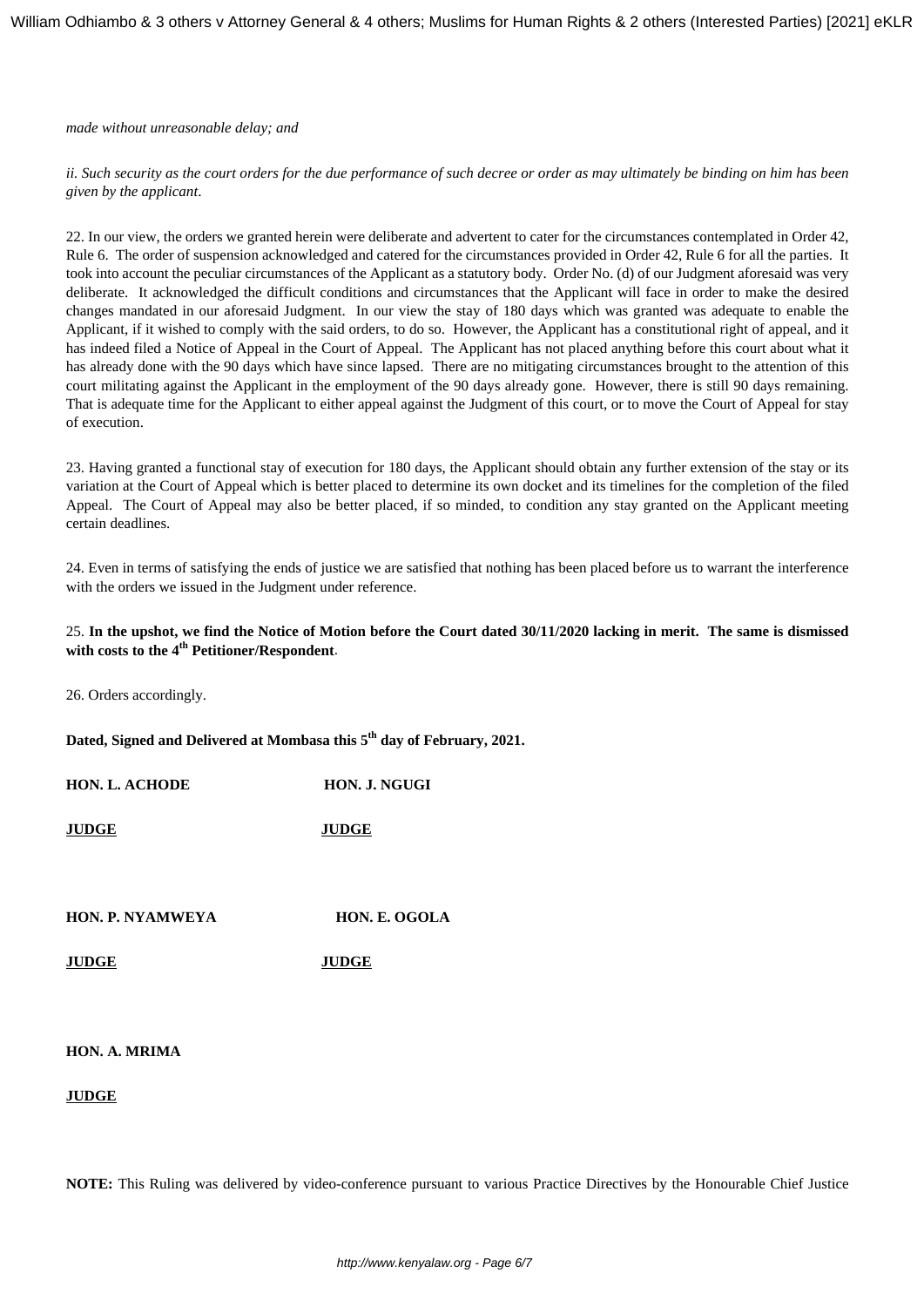*made without unreasonable delay; and*

*ii. Such security as the court orders for the due performance of such decree or order as may ultimately be binding on him has been given by the applicant.*

22. In our view, the orders we granted herein were deliberate and advertent to cater for the circumstances contemplated in Order 42, Rule 6. The order of suspension acknowledged and catered for the circumstances provided in Order 42, Rule 6 for all the parties. It took into account the peculiar circumstances of the Applicant as a statutory body. Order No. (d) of our Judgment aforesaid was very deliberate. It acknowledged the difficult conditions and circumstances that the Applicant will face in order to make the desired changes mandated in our aforesaid Judgment. In our view the stay of 180 days which was granted was adequate to enable the Applicant, if it wished to comply with the said orders, to do so. However, the Applicant has a constitutional right of appeal, and it has indeed filed a Notice of Appeal in the Court of Appeal. The Applicant has not placed anything before this court about what it has already done with the 90 days which have since lapsed. There are no mitigating circumstances brought to the attention of this court militating against the Applicant in the employment of the 90 days already gone. However, there is still 90 days remaining. That is adequate time for the Applicant to either appeal against the Judgment of this court, or to move the Court of Appeal for stay of execution.

23. Having granted a functional stay of execution for 180 days, the Applicant should obtain any further extension of the stay or its variation at the Court of Appeal which is better placed to determine its own docket and its timelines for the completion of the filed Appeal. The Court of Appeal may also be better placed, if so minded, to condition any stay granted on the Applicant meeting certain deadlines.

24. Even in terms of satisfying the ends of justice we are satisfied that nothing has been placed before us to warrant the interference with the orders we issued in the Judgment under reference.

25. **In the upshot, we find the Notice of Motion before the Court dated 30/11/2020 lacking in merit. The same is dismissed with costs to the 4th Petitioner/Respondent**.

26. Orders accordingly.

**Dated, Signed and Delivered at Mombasa this 5th day of February, 2021.**

**HON. L. ACHODE** **HON. J. NGUGI**

**JUDGE** **JUDGE**

**HON. P. NYAMWEYA** **HON. E. OGOLA**

**JUDGE** **JUDGE**

**HON. A. MRIMA**

**JUDGE**

**NOTE:** This Ruling was delivered by video-conference pursuant to various Practice Directives by the Honourable Chief Justice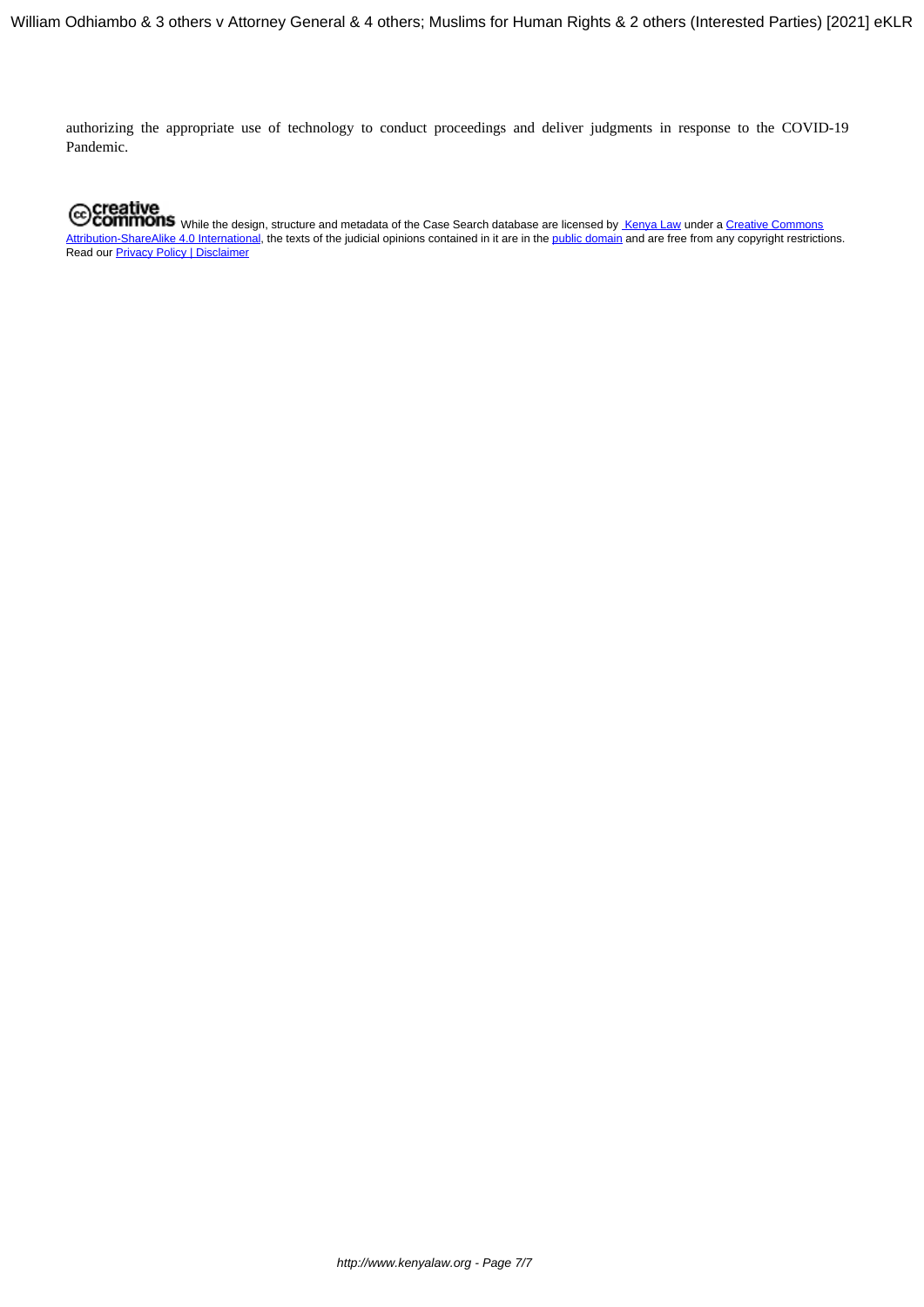authorizing the appropriate use of technology to conduct proceedings and deliver judgments in response to the COVID-19 Pandemic.

While the design, structure and metadata of the Case Search database are licensed by Kenya Law under a Creative Commons Attribution-ShareAlike 4.0 International, the texts of the judicial opinions contained in it are in the public domain and are free from any copyright restrictions. Read our Privacy Policy | Disclaimer